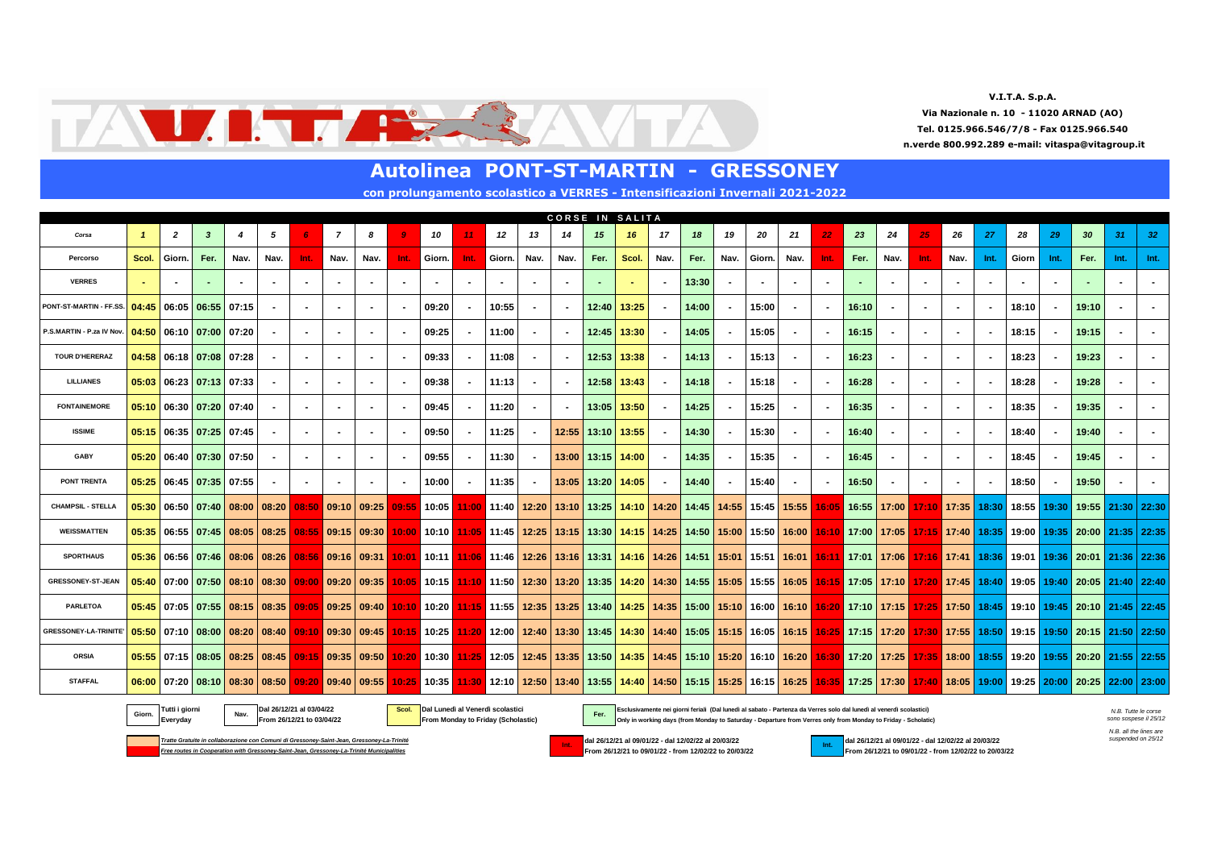**V.I.T.A. S.p.A.**
**Via Nazionale n. 10 - 11020 ARNAD (AO)**
**Tel. 0125.966.546/7/8 - Fax 0125.966.540**
**n.verde 800.992.289 e-mail: vitaspa@vitagroup.it**

# Autolinea PONT-ST-MARTIN - GRESSONEY

## con prolungamento scolastico a VERRES - Intensificazioni Invernali 2021-2022

| CORSE IN SALITA | | | | | | | | | | | | | | | | | | | | | | | | | | | | | | | | |
|---|---|---|---|---|---|---|---|---|---|---|---|---|---|---|---|---|---|---|---|---|---|---|---|---|---|---|---|---|---|---|---|---|
| Corsa | 1 | 2 | 3 | 4 | 5 | 6 | 7 | 8 | 9 | 10 | 11 | 12 | 13 | 14 | 15 | 16 | 17 | 18 | 19 | 20 | 21 | 22 | 23 | 24 | 25 | 26 | 27 | 28 | 29 | 30 | 31 | 32 |
| Percorso | Scol. | Giorn. | Fer. | Nav. | Nav. | Int. | Nav. | Nav. | Int. | Giorn. | Int. | Giorn. | Nav. | Nav. | Fer. | Scol. | Nav. | Fer. | Nav. | Giorn. | Nav. | Int. | Fer. | Nav. | Int. | Nav. | Int. | Giorn | Int. | Fer. | Int. | Int. |
| VERRES | - | - | - | - | - | - | - | - | - | - | - | - | - | - | - | - | - | 13:30 | - | - | - | - | - | - | - | - | - | - | - | - | - | - |
| PONT-ST-MARTIN - FF.SS. | 04:45 | 06:05 | 06:55 | 07:15 | - | - | - | - | - | 09:20 | - | 10:55 | - | - | 12:40 | 13:25 | - | 14:00 | - | 15:00 | - | - | 16:10 | - | - | - | - | 18:10 | - | 19:10 | - | - |
| P.S.MARTIN - P.za IV Nov. | 04:50 | 06:10 | 07:00 | 07:20 | - | - | - | - | - | 09:25 | - | 11:00 | - | - | 12:45 | 13:30 | - | 14:05 | - | 15:05 | - | - | 16:15 | - | - | - | - | 18:15 | - | 19:15 | - | - |
| TOUR D'HERERAZ | 04:58 | 06:18 | 07:08 | 07:28 | - | - | - | - | - | 09:33 | - | 11:08 | - | - | 12:53 | 13:38 | - | 14:13 | - | 15:13 | - | - | 16:23 | - | - | - | - | 18:23 | - | 19:23 | - | - |
| LILLIANES | 05:03 | 06:23 | 07:13 | 07:33 | - | - | - | - | - | 09:38 | - | 11:13 | - | - | 12:58 | 13:43 | - | 14:18 | - | 15:18 | - | - | 16:28 | - | - | - | - | 18:28 | - | 19:28 | - | - |
| FONTAINEMORE | 05:10 | 06:30 | 07:20 | 07:40 | - | - | - | - | - | 09:45 | - | 11:20 | - | - | 13:05 | 13:50 | - | 14:25 | - | 15:25 | - | - | 16:35 | - | - | - | - | 18:35 | - | 19:35 | - | - |
| ISSIME | 05:15 | 06:35 | 07:25 | 07:45 | - | - | - | - | - | 09:50 | - | 11:25 | - | 12:55 | 13:10 | 13:55 | - | 14:30 | - | 15:30 | - | - | 16:40 | - | - | - | - | 18:40 | - | 19:40 | - | - |
| GABY | 05:20 | 06:40 | 07:30 | 07:50 | - | - | - | - | - | 09:55 | - | 11:30 | - | 13:00 | 13:15 | 14:00 | - | 14:35 | - | 15:35 | - | - | 16:45 | - | - | - | - | 18:45 | - | 19:45 | - | - |
| PONT TRENTA | 05:25 | 06:45 | 07:35 | 07:55 | - | - | - | - | - | 10:00 | - | 11:35 | - | 13:05 | 13:20 | 14:05 | - | 14:40 | - | 15:40 | - | - | 16:50 | - | - | - | - | 18:50 | - | 19:50 | - | - |
| CHAMPSIL - STELLA | 05:30 | 06:50 | 07:40 | 08:00 | 08:20 | 08:50 | 09:10 | 09:25 | 09:55 | 10:05 | 11:00 | 11:40 | 12:20 | 13:10 | 13:25 | 14:10 | 14:20 | 14:45 | 14:55 | 15:45 | 15:55 | 16:05 | 16:55 | 17:00 | 17:10 | 17:35 | 18:30 | 18:55 | 19:30 | 19:55 | 21:30 | 22:30 |
| WEISSMATTEN | 05:35 | 06:55 | 07:45 | 08:05 | 08:25 | 08:55 | 09:15 | 09:30 | 10:00 | 10:10 | 11:05 | 11:45 | 12:25 | 13:15 | 13:30 | 14:15 | 14:25 | 14:50 | 15:00 | 15:50 | 16:00 | 16:10 | 17:00 | 17:05 | 17:15 | 17:40 | 18:35 | 19:00 | 19:35 | 20:00 | 21:35 | 22:35 |
| SPORTHAUS | 05:36 | 06:56 | 07:46 | 08:06 | 08:26 | 08:56 | 09:16 | 09:31 | 10:01 | 10:11 | 11:06 | 11:46 | 12:26 | 13:16 | 13:31 | 14:16 | 14:26 | 14:51 | 15:01 | 15:51 | 16:01 | 16:11 | 17:01 | 17:06 | 17:16 | 17:41 | 18:36 | 19:01 | 19:36 | 20:01 | 21:36 | 22:36 |
| GRESSONEY-ST-JEAN | 05:40 | 07:00 | 07:50 | 08:10 | 08:30 | 09:00 | 09:20 | 09:35 | 10:05 | 10:15 | 11:10 | 11:50 | 12:30 | 13:20 | 13:35 | 14:20 | 14:30 | 14:55 | 15:05 | 15:55 | 16:05 | 16:15 | 17:05 | 17:10 | 17:20 | 17:45 | 18:40 | 19:05 | 19:40 | 20:05 | 21:40 | 22:40 |
| PARLETOA | 05:45 | 07:05 | 07:55 | 08:15 | 08:35 | 09:05 | 09:25 | 09:40 | 10:10 | 10:20 | 11:15 | 11:55 | 12:35 | 13:25 | 13:40 | 14:25 | 14:35 | 15:00 | 15:10 | 16:00 | 16:10 | 16:20 | 17:10 | 17:15 | 17:25 | 17:50 | 18:45 | 19:10 | 19:45 | 20:10 | 21:45 | 22:45 |
| GRESSONEY-LA-TRINITE' | 05:50 | 07:10 | 08:00 | 08:20 | 08:40 | 09:10 | 09:30 | 09:45 | 10:15 | 10:25 | 11:20 | 12:00 | 12:40 | 13:30 | 13:45 | 14:30 | 14:40 | 15:05 | 15:15 | 16:05 | 16:15 | 16:25 | 17:15 | 17:20 | 17:30 | 17:55 | 18:50 | 19:15 | 19:50 | 20:15 | 21:50 | 22:50 |
| ORSIA | 05:55 | 07:15 | 08:05 | 08:25 | 08:45 | 09:15 | 09:35 | 09:50 | 10:20 | 10:30 | 11:25 | 12:05 | 12:45 | 13:35 | 13:50 | 14:35 | 14:45 | 15:10 | 15:20 | 16:10 | 16:20 | 16:30 | 17:20 | 17:25 | 17:35 | 18:00 | 18:55 | 19:20 | 19:55 | 20:20 | 21:55 | 22:55 |
| STAFFAL | 06:00 | 07:20 | 08:10 | 08:30 | 08:50 | 09:20 | 09:40 | 09:55 | 10:25 | 10:35 | 11:30 | 12:10 | 12:50 | 13:40 | 13:55 | 14:40 | 14:50 | 15:15 | 15:25 | 16:15 | 16:25 | 16:35 | 17:25 | 17:30 | 17:40 | 18:05 | 19:00 | 19:25 | 20:00 | 20:25 | 22:00 | 23:00 |

**Giorn.** Tutti i giorni / Everyday

**Nav.** Dal 26/12/21 al 03/04/22 / From 26/12/21 to 03/04/22

**Scol.** Dal Lunedì al Venerdì scolastici / From Monday to Friday (Scholastic)

**Fer.** Esclusivamente nei giorni feriali (Dal lunedì al sabato - Partenza da Verres solo dal lunedì al venerdì scolastici) / Only in working days (from Monday to Saturday - Departure from Verres only from Monday to Friday - Scholatic)

*N.B. Tutte le corse sono sospese il 25/12*

*N.B. all the lines are suspended on 25/12*

*Tratte Gratuite in collaborazione con Comuni di Gressoney-Saint-Jean, Gressoney-La-Trinité*
*Free routes in Cooperation with Gressoney-Saint-Jean, Gressoney-La-Trinité Municipalities*

**Int.** dal 26/12/21 al 09/01/22 - dal 12/02/22 al 20/03/22 / From 26/12/21 to 09/01/22 - from 12/02/22 to 20/03/22

**Int.** dal 26/12/21 al 09/01/22 - dal 12/02/22 al 20/03/22 / From 26/12/21 to 09/01/22 - from 12/02/22 to 20/03/22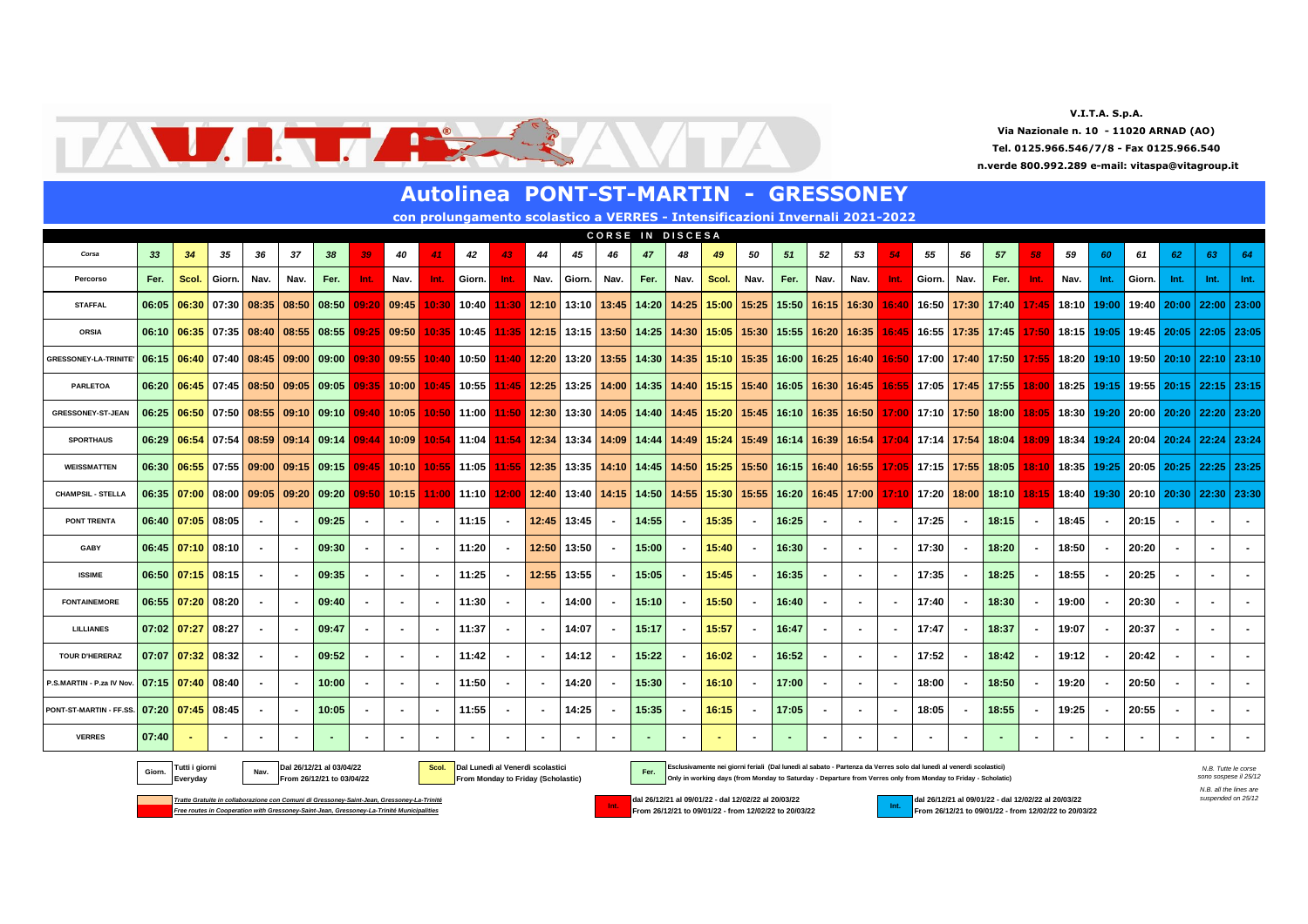V.I.T.A. S.p.A.
Via Nazionale n. 10 - 11020 ARNAD (AO)
Tel. 0125.966.546/7/8 - Fax 0125.966.540
n.verde 800.992.289 e-mail: vitaspa@vitagroup.it

# Autolinea PONT-ST-MARTIN - GRESSONEY

## con prolungamento scolastico a VERRES - Intensificazioni Invernali 2021-2022

### CORSE IN DISCESA

| Corsa | 33 | 34 | 35 | 36 | 37 | 38 | 39 | 40 | 41 | 42 | 43 | 44 | 45 | 46 | 47 | 48 | 49 | 50 | 51 | 52 | 53 | 54 | 55 | 56 | 57 | 58 | 59 | 60 | 61 | 62 | 63 | 64 |
|---|---|---|---|---|---|---|---|---|---|---|---|---|---|---|---|---|---|---|---|---|---|---|---|---|---|---|---|---|---|---|---|---|
| Percorso | Fer. | Scol. | Giorn. | Nav. | Nav. | Fer. | Int. | Nav. | Int. | Giorn. | Int. | Nav. | Giorn. | Nav. | Fer. | Nav. | Scol. | Nav. | Fer. | Nav. | Nav. | Int. | Giorn. | Nav. | Fer. | Int. | Nav. | Int. | Giorn. | Int. | Int. | Int. |
| STAFFAL | 06:05 | 06:30 | 07:30 | 08:35 | 08:50 | 08:50 | 09:20 | 09:45 | 10:30 | 10:40 | 11:30 | 12:10 | 13:10 | 13:45 | 14:20 | 14:25 | 15:00 | 15:25 | 15:50 | 16:15 | 16:30 | 16:40 | 16:50 | 17:30 | 17:40 | 17:45 | 18:10 | 19:00 | 19:40 | 20:00 | 22:00 | 23:00 |
| ORSIA | 06:10 | 06:35 | 07:35 | 08:40 | 08:55 | 08:55 | 09:25 | 09:50 | 10:35 | 10:45 | 11:35 | 12:15 | 13:15 | 13:50 | 14:25 | 14:30 | 15:05 | 15:30 | 15:55 | 16:20 | 16:35 | 16:45 | 16:55 | 17:35 | 17:45 | 17:50 | 18:15 | 19:05 | 19:45 | 20:05 | 22:05 | 23:05 |
| GRESSONEY-LA-TRINITE' | 06:15 | 06:40 | 07:40 | 08:45 | 09:00 | 09:00 | 09:30 | 09:55 | 10:40 | 10:50 | 11:40 | 12:20 | 13:20 | 13:55 | 14:30 | 14:35 | 15:10 | 15:35 | 16:00 | 16:25 | 16:40 | 16:50 | 17:00 | 17:40 | 17:50 | 17:55 | 18:20 | 19:10 | 19:50 | 20:10 | 22:10 | 23:10 |
| PARLETOA | 06:20 | 06:45 | 07:45 | 08:50 | 09:05 | 09:05 | 09:35 | 10:00 | 10:45 | 10:55 | 11:45 | 12:25 | 13:25 | 14:00 | 14:35 | 14:40 | 15:15 | 15:40 | 16:05 | 16:30 | 16:45 | 16:55 | 17:05 | 17:45 | 17:55 | 18:00 | 18:25 | 19:15 | 19:55 | 20:15 | 22:15 | 23:15 |
| GRESSONEY-ST-JEAN | 06:25 | 06:50 | 07:50 | 08:55 | 09:10 | 09:10 | 09:40 | 10:05 | 10:50 | 11:00 | 11:50 | 12:30 | 13:30 | 14:05 | 14:40 | 14:45 | 15:20 | 15:45 | 16:10 | 16:35 | 16:50 | 17:00 | 17:10 | 17:50 | 18:00 | 18:05 | 18:30 | 19:20 | 20:00 | 20:20 | 22:20 | 23:20 |
| SPORTHAUS | 06:29 | 06:54 | 07:54 | 08:59 | 09:14 | 09:14 | 09:44 | 10:09 | 10:54 | 11:04 | 11:54 | 12:34 | 13:34 | 14:09 | 14:44 | 14:49 | 15:24 | 15:49 | 16:14 | 16:39 | 16:54 | 17:04 | 17:14 | 17:54 | 18:04 | 18:09 | 18:34 | 19:24 | 20:04 | 20:24 | 22:24 | 23:24 |
| WEISSMATTEN | 06:30 | 06:55 | 07:55 | 09:00 | 09:15 | 09:15 | 09:45 | 10:10 | 10:55 | 11:05 | 11:55 | 12:35 | 13:35 | 14:10 | 14:45 | 14:50 | 15:25 | 15:50 | 16:15 | 16:40 | 16:55 | 17:05 | 17:15 | 17:55 | 18:05 | 18:10 | 18:35 | 19:25 | 20:05 | 20:25 | 22:25 | 23:25 |
| CHAMPSIL - STELLA | 06:35 | 07:00 | 08:00 | 09:05 | 09:20 | 09:20 | 09:50 | 10:15 | 11:00 | 11:10 | 12:00 | 12:40 | 13:40 | 14:15 | 14:50 | 14:55 | 15:30 | 15:55 | 16:20 | 16:45 | 17:00 | 17:10 | 17:20 | 18:00 | 18:10 | 18:15 | 18:40 | 19:30 | 20:10 | 20:30 | 22:30 | 23:30 |
| PONT TRENTA | 06:40 | 07:05 | 08:05 | - | - | 09:25 | - | - | - | 11:15 | - | 12:45 | 13:45 | - | 14:55 | - | 15:35 | - | 16:25 | - | - | - | 17:25 | - | 18:15 | - | 18:45 | - | 20:15 | - | - | - |
| GABY | 06:45 | 07:10 | 08:10 | - | - | 09:30 | - | - | - | 11:20 | - | 12:50 | 13:50 | - | 15:00 | - | 15:40 | - | 16:30 | - | - | - | 17:30 | - | 18:20 | - | 18:50 | - | 20:20 | - | - | - |
| ISSIME | 06:50 | 07:15 | 08:15 | - | - | 09:35 | - | - | - | 11:25 | - | 12:55 | 13:55 | - | 15:05 | - | 15:45 | - | 16:35 | - | - | - | 17:35 | - | 18:25 | - | 18:55 | - | 20:25 | - | - | - |
| FONTAINEMORE | 06:55 | 07:20 | 08:20 | - | - | 09:40 | - | - | - | 11:30 | - | - | 14:00 | - | 15:10 | - | 15:50 | - | 16:40 | - | - | - | 17:40 | - | 18:30 | - | 19:00 | - | 20:30 | - | - | - |
| LILLIANES | 07:02 | 07:27 | 08:27 | - | - | 09:47 | - | - | - | 11:37 | - | - | 14:07 | - | 15:17 | - | 15:57 | - | 16:47 | - | - | - | 17:47 | - | 18:37 | - | 19:07 | - | 20:37 | - | - | - |
| TOUR D'HERERAZ | 07:07 | 07:32 | 08:32 | - | - | 09:52 | - | - | - | 11:42 | - | - | 14:12 | - | 15:22 | - | 16:02 | - | 16:52 | - | - | - | 17:52 | - | 18:42 | - | 19:12 | - | 20:42 | - | - | - |
| P.S.MARTIN - P.za IV Nov. | 07:15 | 07:40 | 08:40 | - | - | 10:00 | - | - | - | 11:50 | - | - | 14:20 | - | 15:30 | - | 16:10 | - | 17:00 | - | - | - | 18:00 | - | 18:50 | - | 19:20 | - | 20:50 | - | - | - |
| PONT-ST-MARTIN - FF.SS. | 07:20 | 07:45 | 08:45 | - | - | 10:05 | - | - | - | 11:55 | - | - | 14:25 | - | 15:35 | - | 16:15 | - | 17:05 | - | - | - | 18:05 | - | 18:55 | - | 19:25 | - | 20:55 | - | - | - |
| VERRES | 07:40 | - | - | - | - | - | - | - | - | - | - | - | - | - | - | - | - | - | - | - | - | - | - | - | - | - | - | - | - | - | - | - |

Giorn. — Tutti i giorni / Everyday

Nav. — Dal 26/12/21 al 03/04/22 / From 26/12/21 to 03/04/22

Scol. — Dal Lunedì al Venerdì scolastici / From Monday to Friday (Scholastic)

Fer. — Esclusivamente nei giorni feriali (Dal lunedì al sabato - Partenza da Verres solo dal lunedì al venerdì scolastici) / Only in working days (from Monday to Saturday - Departure from Verres only from Monday to Friday - Scholatic)

*Tratte Gratuite in collaborazione con Comuni di Gressoney-Saint-Jean, Gressoney-La-Trinité*
*Free routes in Cooperation with Gressoney-Saint-Jean, Gressoney-La-Trinité Municipalities*

Int. (rosso) — dal 26/12/21 al 09/01/22 - dal 12/02/22 al 20/03/22 / From 26/12/21 to 09/01/22 - from 12/02/22 to 20/03/22

Int. (blu) — dal 26/12/21 al 09/01/22 - dal 12/02/22 al 20/03/22 / From 26/12/21 to 09/01/22 - from 12/02/22 to 20/03/22

*N.B. Tutte le corse sono sospese il 25/12*

*N.B. all the lines are suspended on 25/12*